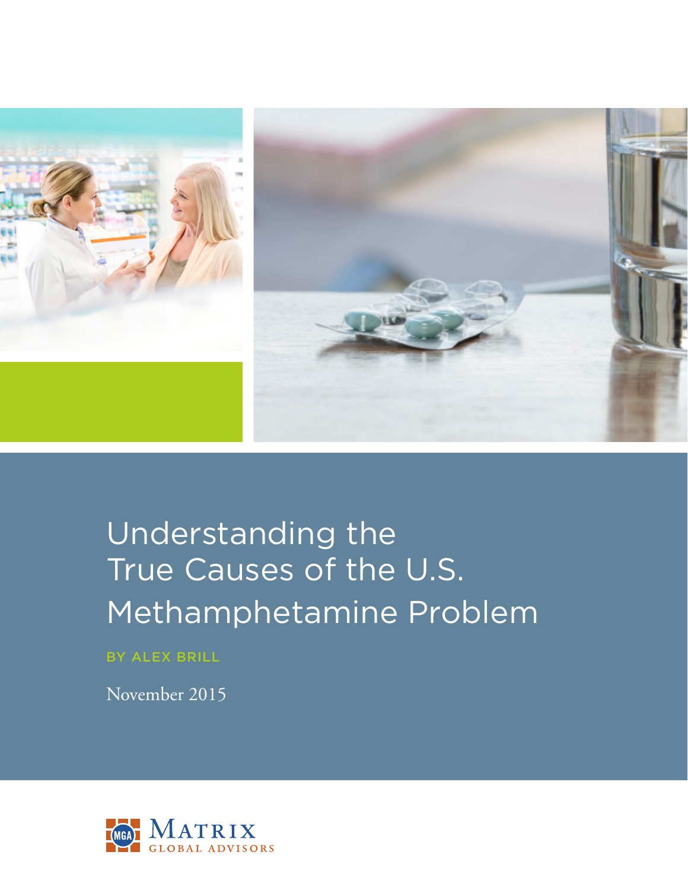# Understanding the True Causes of the U.S. Methamphetamine Problem

BY ALEX BRILL

November 2015

MATRIX GLOBAL ADVISORS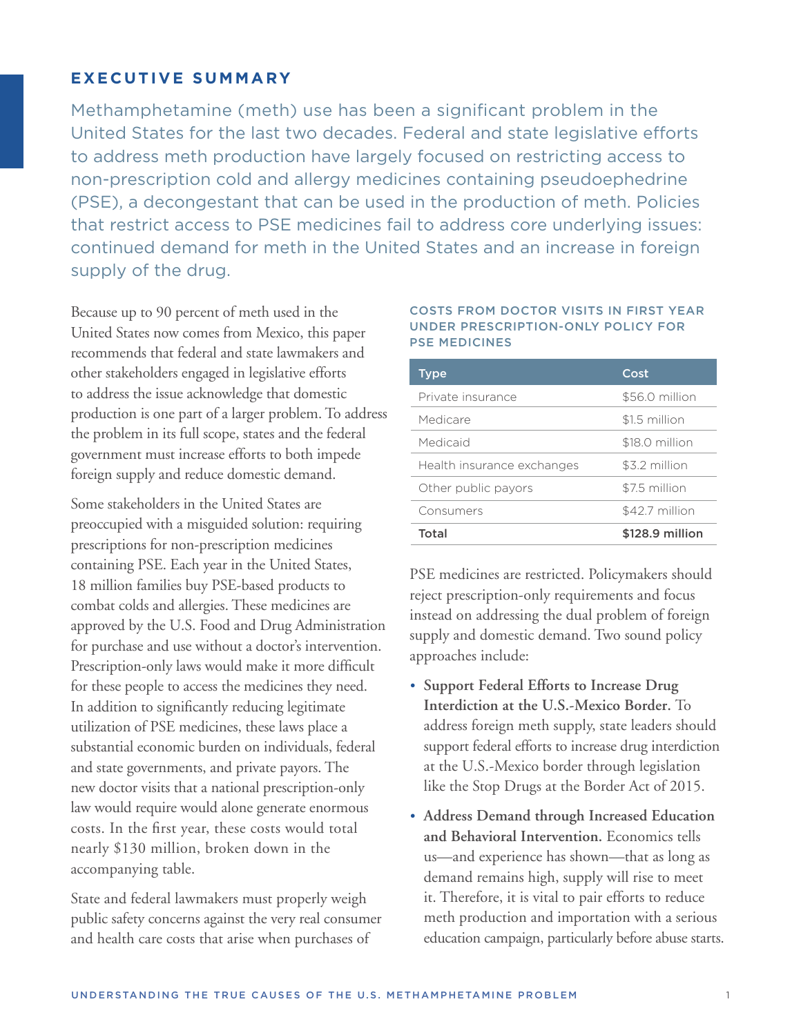## EXECUTIVE SUMMARY

Methamphetamine (meth) use has been a significant problem in the United States for the last two decades. Federal and state legislative efforts to address meth production have largely focused on restricting access to non-prescription cold and allergy medicines containing pseudoephedrine (PSE), a decongestant that can be used in the production of meth. Policies that restrict access to PSE medicines fail to address core underlying issues: continued demand for meth in the United States and an increase in foreign supply of the drug.

Because up to 90 percent of meth used in the United States now comes from Mexico, this paper recommends that federal and state lawmakers and other stakeholders engaged in legislative efforts to address the issue acknowledge that domestic production is one part of a larger problem. To address the problem in its full scope, states and the federal government must increase efforts to both impede foreign supply and reduce domestic demand.

Some stakeholders in the United States are preoccupied with a misguided solution: requiring prescriptions for non-prescription medicines containing PSE. Each year in the United States, 18 million families buy PSE-based products to combat colds and allergies. These medicines are approved by the U.S. Food and Drug Administration for purchase and use without a doctor's intervention. Prescription-only laws would make it more difficult for these people to access the medicines they need. In addition to significantly reducing legitimate utilization of PSE medicines, these laws place a substantial economic burden on individuals, federal and state governments, and private payors. The new doctor visits that a national prescription-only law would require would alone generate enormous costs. In the first year, these costs would total nearly $130 million, broken down in the accompanying table.

State and federal lawmakers must properly weigh public safety concerns against the very real consumer and health care costs that arise when purchases of PSE medicines are restricted. Policymakers should reject prescription-only requirements and focus instead on addressing the dual problem of foreign supply and domestic demand. Two sound policy approaches include:

- **Support Federal Efforts to Increase Drug Interdiction at the U.S.-Mexico Border.** To address foreign meth supply, state leaders should support federal efforts to increase drug interdiction at the U.S.-Mexico border through legislation like the Stop Drugs at the Border Act of 2015.
- **Address Demand through Increased Education and Behavioral Intervention.** Economics tells us—and experience has shown—that as long as demand remains high, supply will rise to meet it. Therefore, it is vital to pair efforts to reduce meth production and importation with a serious education campaign, particularly before abuse starts.

**COSTS FROM DOCTOR VISITS IN FIRST YEAR UNDER PRESCRIPTION-ONLY POLICY FOR PSE MEDICINES**

| Type | Cost |
|---|---|
| Private insurance | $56.0 million |
| Medicare | $1.5 million |
| Medicaid | $18.0 million |
| Health insurance exchanges | $3.2 million |
| Other public payors | $7.5 million |
| Consumers | $42.7 million |
| **Total** | **$128.9 million** |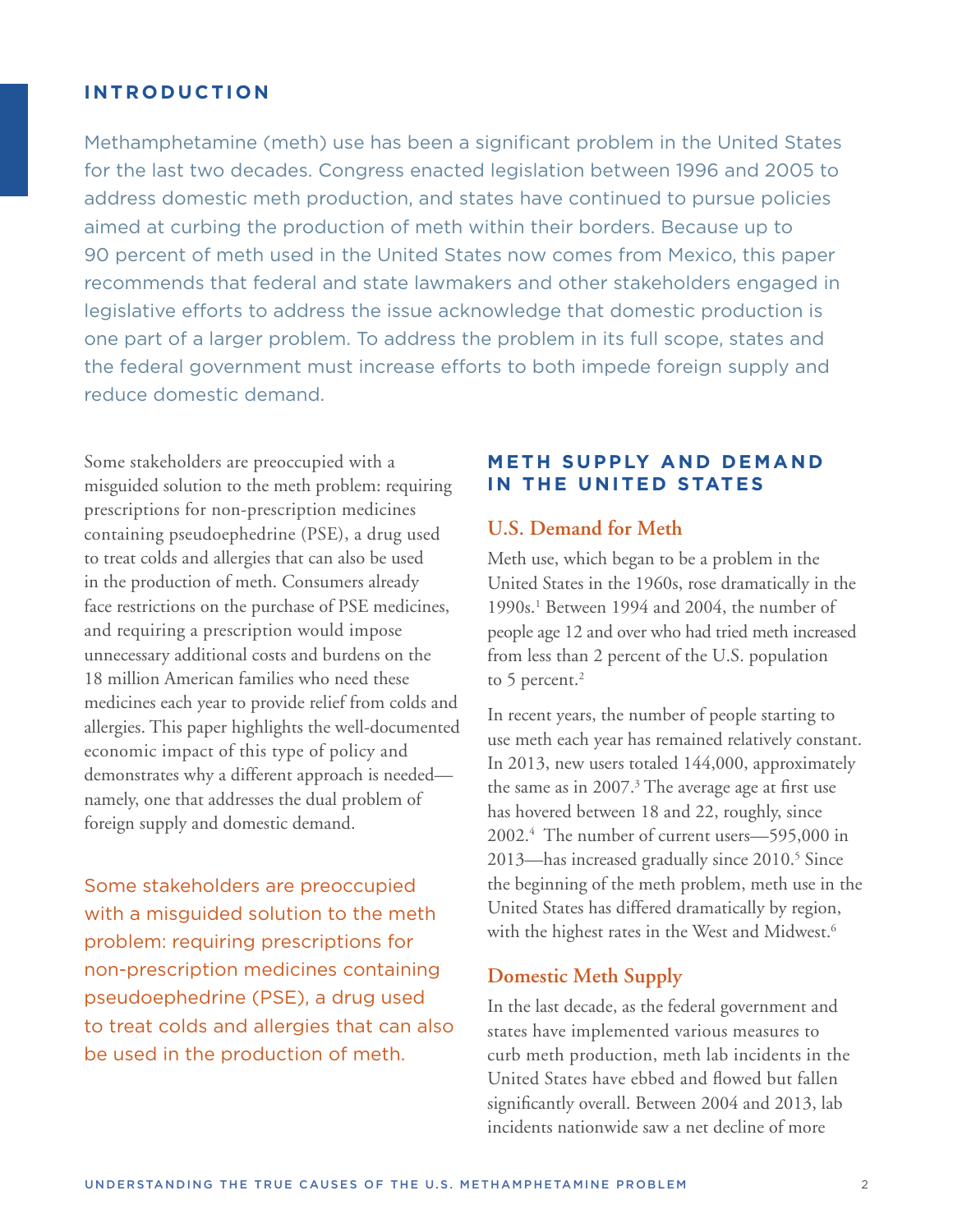## INTRODUCTION

Methamphetamine (meth) use has been a significant problem in the United States for the last two decades. Congress enacted legislation between 1996 and 2005 to address domestic meth production, and states have continued to pursue policies aimed at curbing the production of meth within their borders. Because up to 90 percent of meth used in the United States now comes from Mexico, this paper recommends that federal and state lawmakers and other stakeholders engaged in legislative efforts to address the issue acknowledge that domestic production is one part of a larger problem. To address the problem in its full scope, states and the federal government must increase efforts to both impede foreign supply and reduce domestic demand.

Some stakeholders are preoccupied with a misguided solution to the meth problem: requiring prescriptions for non-prescription medicines containing pseudoephedrine (PSE), a drug used to treat colds and allergies that can also be used in the production of meth. Consumers already face restrictions on the purchase of PSE medicines, and requiring a prescription would impose unnecessary additional costs and burdens on the 18 million American families who need these medicines each year to provide relief from colds and allergies. This paper highlights the well-documented economic impact of this type of policy and demonstrates why a different approach is needed—namely, one that addresses the dual problem of foreign supply and domestic demand.

Some stakeholders are preoccupied with a misguided solution to the meth problem: requiring prescriptions for non-prescription medicines containing pseudoephedrine (PSE), a drug used to treat colds and allergies that can also be used in the production of meth.

## METH SUPPLY AND DEMAND IN THE UNITED STATES

### U.S. Demand for Meth

Meth use, which began to be a problem in the United States in the 1960s, rose dramatically in the 1990s.[1] Between 1994 and 2004, the number of people age 12 and over who had tried meth increased from less than 2 percent of the U.S. population to 5 percent.[2]

In recent years, the number of people starting to use meth each year has remained relatively constant. In 2013, new users totaled 144,000, approximately the same as in 2007.[3] The average age at first use has hovered between 18 and 22, roughly, since 2002.[4] The number of current users—595,000 in 2013—has increased gradually since 2010.[5] Since the beginning of the meth problem, meth use in the United States has differed dramatically by region, with the highest rates in the West and Midwest.[6]

### Domestic Meth Supply

In the last decade, as the federal government and states have implemented various measures to curb meth production, meth lab incidents in the United States have ebbed and flowed but fallen significantly overall. Between 2004 and 2013, lab incidents nationwide saw a net decline of more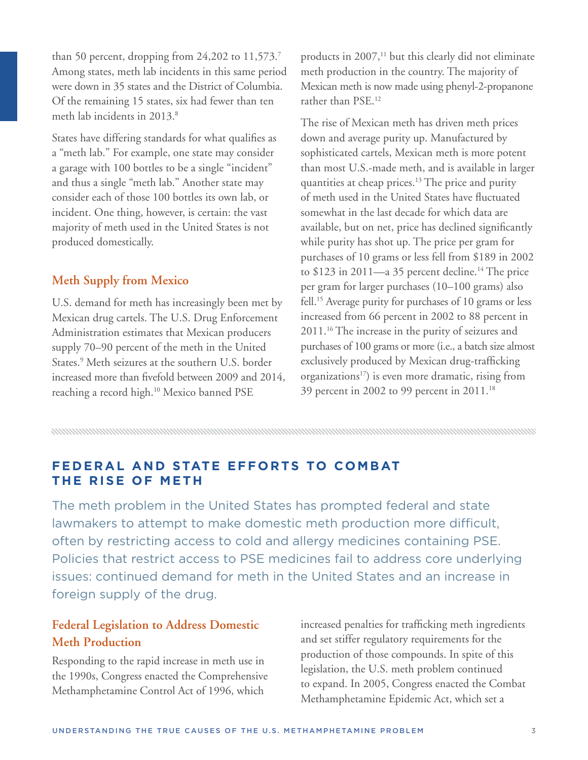than 50 percent, dropping from 24,202 to 11,573.[7] Among states, meth lab incidents in this same period were down in 35 states and the District of Columbia. Of the remaining 15 states, six had fewer than ten meth lab incidents in 2013.[8]

States have differing standards for what qualifies as a "meth lab." For example, one state may consider a garage with 100 bottles to be a single "incident" and thus a single "meth lab." Another state may consider each of those 100 bottles its own lab, or incident. One thing, however, is certain: the vast majority of meth used in the United States is not produced domestically.

### Meth Supply from Mexico

U.S. demand for meth has increasingly been met by Mexican drug cartels. The U.S. Drug Enforcement Administration estimates that Mexican producers supply 70–90 percent of the meth in the United States.[9] Meth seizures at the southern U.S. border increased more than fivefold between 2009 and 2014, reaching a record high.[10] Mexico banned PSE products in 2007,[11] but this clearly did not eliminate meth production in the country. The majority of Mexican meth is now made using phenyl-2-propanone rather than PSE.[12]

The rise of Mexican meth has driven meth prices down and average purity up. Manufactured by sophisticated cartels, Mexican meth is more potent than most U.S.-made meth, and is available in larger quantities at cheap prices.[13] The price and purity of meth used in the United States have fluctuated somewhat in the last decade for which data are available, but on net, price has declined significantly while purity has shot up. The price per gram for purchases of 10 grams or less fell from $189 in 2002 to $123 in 2011—a 35 percent decline.[14] The price per gram for larger purchases (10–100 grams) also fell.[15] Average purity for purchases of 10 grams or less increased from 66 percent in 2002 to 88 percent in 2011.[16] The increase in the purity of seizures and purchases of 100 grams or more (i.e., a batch size almost exclusively produced by Mexican drug-trafficking organizations[17]) is even more dramatic, rising from 39 percent in 2002 to 99 percent in 2011.[18]

## FEDERAL AND STATE EFFORTS TO COMBAT THE RISE OF METH

The meth problem in the United States has prompted federal and state lawmakers to attempt to make domestic meth production more difficult, often by restricting access to cold and allergy medicines containing PSE. Policies that restrict access to PSE medicines fail to address core underlying issues: continued demand for meth in the United States and an increase in foreign supply of the drug.

### Federal Legislation to Address Domestic Meth Production

Responding to the rapid increase in meth use in the 1990s, Congress enacted the Comprehensive Methamphetamine Control Act of 1996, which increased penalties for trafficking meth ingredients and set stiffer regulatory requirements for the production of those compounds. In spite of this legislation, the U.S. meth problem continued to expand. In 2005, Congress enacted the Combat Methamphetamine Epidemic Act, which set a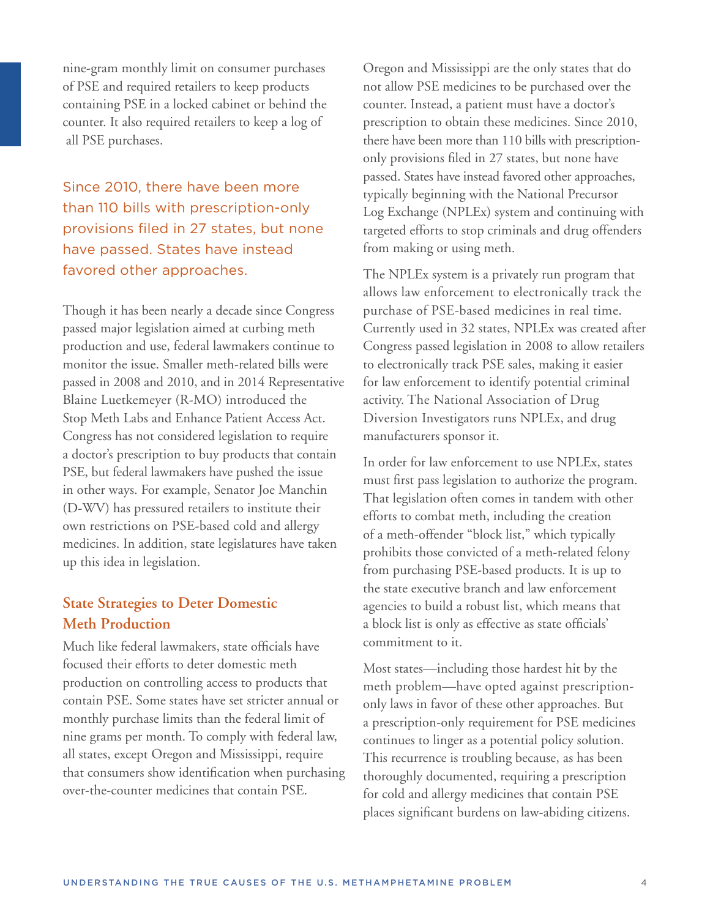nine-gram monthly limit on consumer purchases of PSE and required retailers to keep products containing PSE in a locked cabinet or behind the counter. It also required retailers to keep a log of all PSE purchases.

> Since 2010, there have been more than 110 bills with prescription-only provisions filed in 27 states, but none have passed. States have instead favored other approaches.

Though it has been nearly a decade since Congress passed major legislation aimed at curbing meth production and use, federal lawmakers continue to monitor the issue. Smaller meth-related bills were passed in 2008 and 2010, and in 2014 Representative Blaine Luetkemeyer (R-MO) introduced the Stop Meth Labs and Enhance Patient Access Act. Congress has not considered legislation to require a doctor's prescription to buy products that contain PSE, but federal lawmakers have pushed the issue in other ways. For example, Senator Joe Manchin (D-WV) has pressured retailers to institute their own restrictions on PSE-based cold and allergy medicines. In addition, state legislatures have taken up this idea in legislation.

## State Strategies to Deter Domestic Meth Production

Much like federal lawmakers, state officials have focused their efforts to deter domestic meth production on controlling access to products that contain PSE. Some states have set stricter annual or monthly purchase limits than the federal limit of nine grams per month. To comply with federal law, all states, except Oregon and Mississippi, require that consumers show identification when purchasing over-the-counter medicines that contain PSE.

Oregon and Mississippi are the only states that do not allow PSE medicines to be purchased over the counter. Instead, a patient must have a doctor's prescription to obtain these medicines. Since 2010, there have been more than 110 bills with prescription-only provisions filed in 27 states, but none have passed. States have instead favored other approaches, typically beginning with the National Precursor Log Exchange (NPLEx) system and continuing with targeted efforts to stop criminals and drug offenders from making or using meth.

The NPLEx system is a privately run program that allows law enforcement to electronically track the purchase of PSE-based medicines in real time. Currently used in 32 states, NPLEx was created after Congress passed legislation in 2008 to allow retailers to electronically track PSE sales, making it easier for law enforcement to identify potential criminal activity. The National Association of Drug Diversion Investigators runs NPLEx, and drug manufacturers sponsor it.

In order for law enforcement to use NPLEx, states must first pass legislation to authorize the program. That legislation often comes in tandem with other efforts to combat meth, including the creation of a meth-offender "block list," which typically prohibits those convicted of a meth-related felony from purchasing PSE-based products. It is up to the state executive branch and law enforcement agencies to build a robust list, which means that a block list is only as effective as state officials' commitment to it.

Most states—including those hardest hit by the meth problem—have opted against prescription-only laws in favor of these other approaches. But a prescription-only requirement for PSE medicines continues to linger as a potential policy solution. This recurrence is troubling because, as has been thoroughly documented, requiring a prescription for cold and allergy medicines that contain PSE places significant burdens on law-abiding citizens.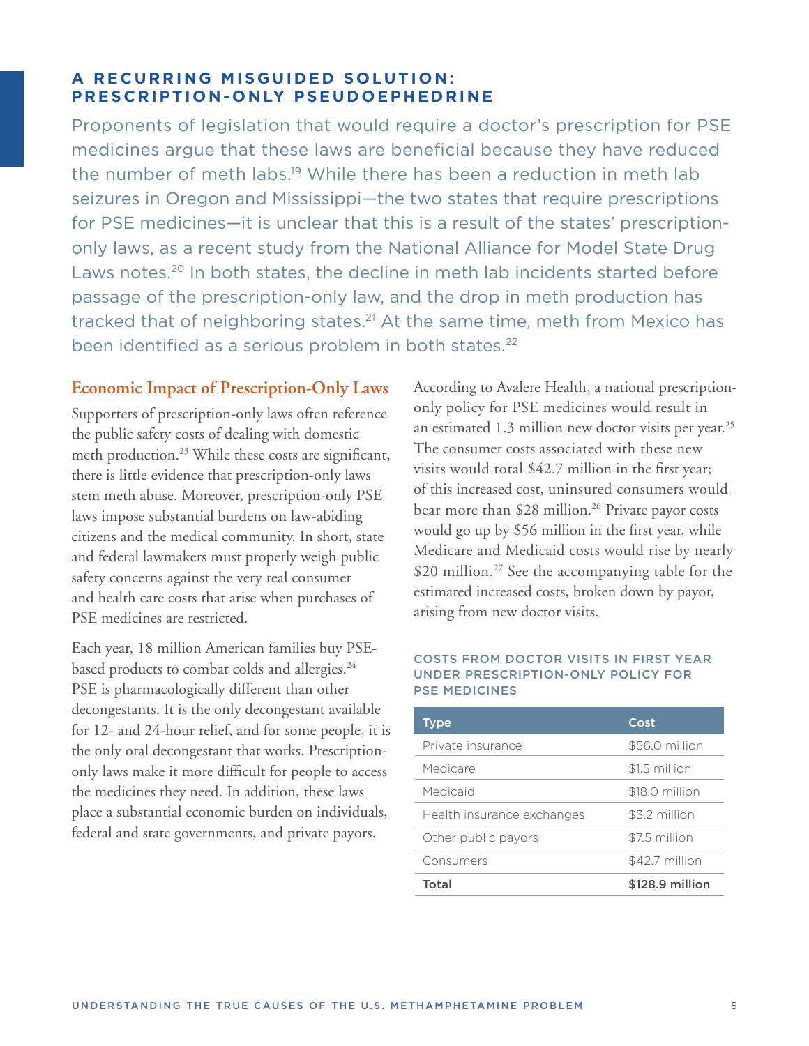## A RECURRING MISGUIDED SOLUTION: PRESCRIPTION-ONLY PSEUDOEPHEDRINE

Proponents of legislation that would require a doctor's prescription for PSE medicines argue that these laws are beneficial because they have reduced the number of meth labs.[19] While there has been a reduction in meth lab seizures in Oregon and Mississippi—the two states that require prescriptions for PSE medicines—it is unclear that this is a result of the states' prescription-only laws, as a recent study from the National Alliance for Model State Drug Laws notes.[20] In both states, the decline in meth lab incidents started before passage of the prescription-only law, and the drop in meth production has tracked that of neighboring states.[21] At the same time, meth from Mexico has been identified as a serious problem in both states.[22]

### Economic Impact of Prescription-Only Laws

Supporters of prescription-only laws often reference the public safety costs of dealing with domestic meth production.[23] While these costs are significant, there is little evidence that prescription-only laws stem meth abuse. Moreover, prescription-only PSE laws impose substantial burdens on law-abiding citizens and the medical community. In short, state and federal lawmakers must properly weigh public safety concerns against the very real consumer and health care costs that arise when purchases of PSE medicines are restricted.

Each year, 18 million American families buy PSE-based products to combat colds and allergies.[24] PSE is pharmacologically different than other decongestants. It is the only decongestant available for 12- and 24-hour relief, and for some people, it is the only oral decongestant that works. Prescription-only laws make it more difficult for people to access the medicines they need. In addition, these laws place a substantial economic burden on individuals, federal and state governments, and private payors.

According to Avalere Health, a national prescription-only policy for PSE medicines would result in an estimated 1.3 million new doctor visits per year.[25] The consumer costs associated with these new visits would total $42.7 million in the first year; of this increased cost, uninsured consumers would bear more than $28 million.[26] Private payor costs would go up by $56 million in the first year, while Medicare and Medicaid costs would rise by nearly $20 million.[27] See the accompanying table for the estimated increased costs, broken down by payor, arising from new doctor visits.

#### COSTS FROM DOCTOR VISITS IN FIRST YEAR UNDER PRESCRIPTION-ONLY POLICY FOR PSE MEDICINES

| Type | Cost |
|---|---|
| Private insurance | $56.0 million |
| Medicare | $1.5 million |
| Medicaid | $18.0 million |
| Health insurance exchanges | $3.2 million |
| Other public payors | $7.5 million |
| Consumers | $42.7 million |
| **Total** | **$128.9 million** |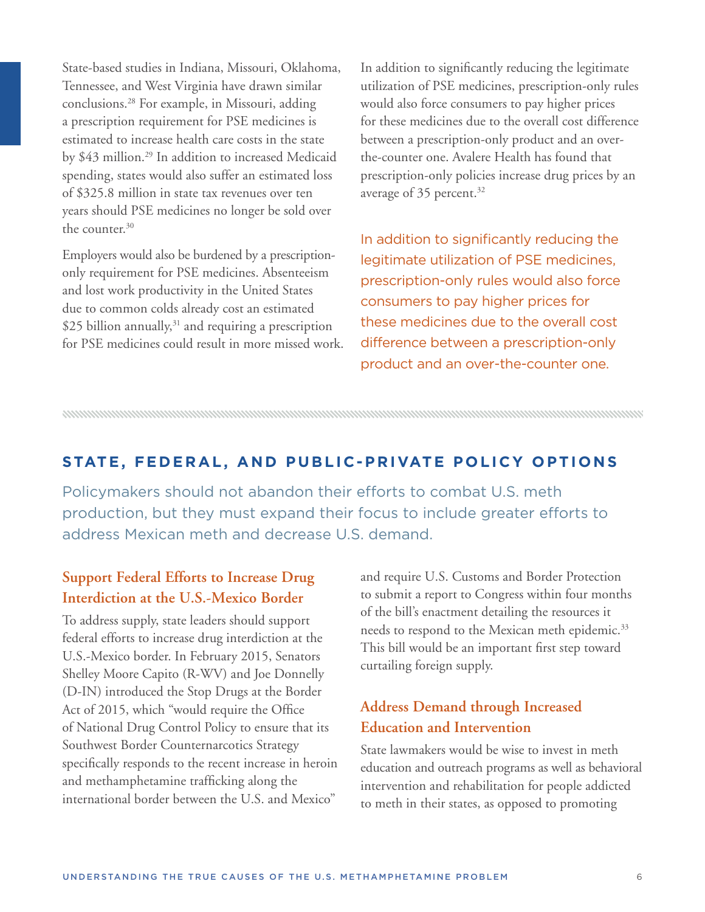State-based studies in Indiana, Missouri, Oklahoma, Tennessee, and West Virginia have drawn similar conclusions.[28] For example, in Missouri, adding a prescription requirement for PSE medicines is estimated to increase health care costs in the state by $43 million.[29] In addition to increased Medicaid spending, states would also suffer an estimated loss of $325.8 million in state tax revenues over ten years should PSE medicines no longer be sold over the counter.[30]

Employers would also be burdened by a prescription-only requirement for PSE medicines. Absenteeism and lost work productivity in the United States due to common colds already cost an estimated $25 billion annually,[31] and requiring a prescription for PSE medicines could result in more missed work.

In addition to significantly reducing the legitimate utilization of PSE medicines, prescription-only rules would also force consumers to pay higher prices for these medicines due to the overall cost difference between a prescription-only product and an over-the-counter one. Avalere Health has found that prescription-only policies increase drug prices by an average of 35 percent.[32]

> In addition to significantly reducing the legitimate utilization of PSE medicines, prescription-only rules would also force consumers to pay higher prices for these medicines due to the overall cost difference between a prescription-only product and an over-the-counter one.

## STATE, FEDERAL, AND PUBLIC-PRIVATE POLICY OPTIONS

Policymakers should not abandon their efforts to combat U.S. meth production, but they must expand their focus to include greater efforts to address Mexican meth and decrease U.S. demand.

### Support Federal Efforts to Increase Drug Interdiction at the U.S.-Mexico Border

To address supply, state leaders should support federal efforts to increase drug interdiction at the U.S.-Mexico border. In February 2015, Senators Shelley Moore Capito (R-WV) and Joe Donnelly (D-IN) introduced the Stop Drugs at the Border Act of 2015, which "would require the Office of National Drug Control Policy to ensure that its Southwest Border Counternarcotics Strategy specifically responds to the recent increase in heroin and methamphetamine trafficking along the international border between the U.S. and Mexico" and require U.S. Customs and Border Protection to submit a report to Congress within four months of the bill's enactment detailing the resources it needs to respond to the Mexican meth epidemic.[33] This bill would be an important first step toward curtailing foreign supply.

### Address Demand through Increased Education and Intervention

State lawmakers would be wise to invest in meth education and outreach programs as well as behavioral intervention and rehabilitation for people addicted to meth in their states, as opposed to promoting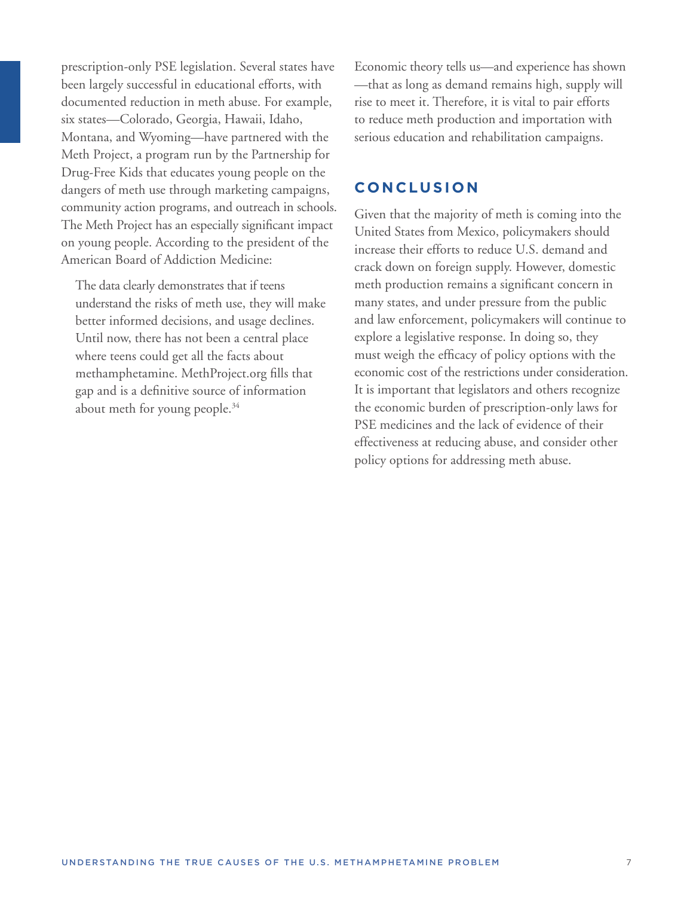prescription-only PSE legislation. Several states have been largely successful in educational efforts, with documented reduction in meth abuse. For example, six states—Colorado, Georgia, Hawaii, Idaho, Montana, and Wyoming—have partnered with the Meth Project, a program run by the Partnership for Drug-Free Kids that educates young people on the dangers of meth use through marketing campaigns, community action programs, and outreach in schools. The Meth Project has an especially significant impact on young people. According to the president of the American Board of Addiction Medicine:

> The data clearly demonstrates that if teens understand the risks of meth use, they will make better informed decisions, and usage declines. Until now, there has not been a central place where teens could get all the facts about methamphetamine. MethProject.org fills that gap and is a definitive source of information about meth for young people.[34]

Economic theory tells us—and experience has shown—that as long as demand remains high, supply will rise to meet it. Therefore, it is vital to pair efforts to reduce meth production and importation with serious education and rehabilitation campaigns.

## CONCLUSION

Given that the majority of meth is coming into the United States from Mexico, policymakers should increase their efforts to reduce U.S. demand and crack down on foreign supply. However, domestic meth production remains a significant concern in many states, and under pressure from the public and law enforcement, policymakers will continue to explore a legislative response. In doing so, they must weigh the efficacy of policy options with the economic cost of the restrictions under consideration. It is important that legislators and others recognize the economic burden of prescription-only laws for PSE medicines and the lack of evidence of their effectiveness at reducing abuse, and consider other policy options for addressing meth abuse.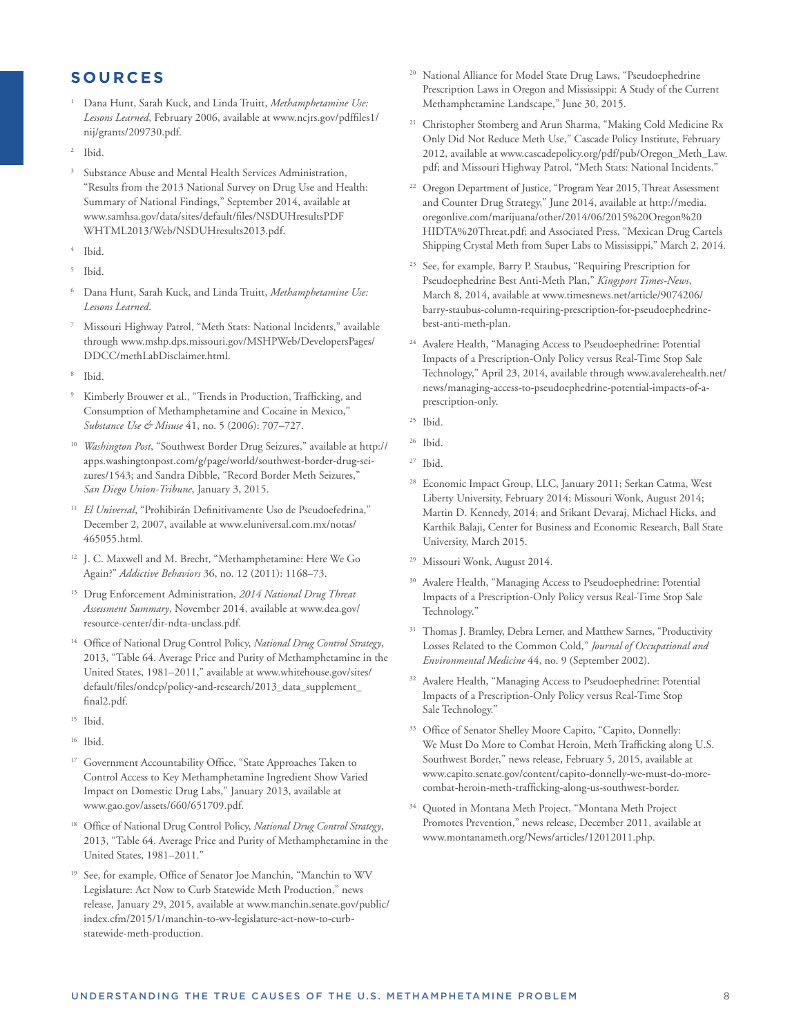## SOURCES

1. Dana Hunt, Sarah Kuck, and Linda Truitt, *Methamphetamine Use: Lessons Learned*, February 2006, available at www.ncjrs.gov/pdffiles1/nij/grants/209730.pdf.
2. Ibid.
3. Substance Abuse and Mental Health Services Administration, "Results from the 2013 National Survey on Drug Use and Health: Summary of National Findings," September 2014, available at www.samhsa.gov/data/sites/default/files/NSDUHresultsPDFWHTML2013/Web/NSDUHresults2013.pdf.
4. Ibid.
5. Ibid.
6. Dana Hunt, Sarah Kuck, and Linda Truitt, *Methamphetamine Use: Lessons Learned*.
7. Missouri Highway Patrol, "Meth Stats: National Incidents," available through www.mshp.dps.missouri.gov/MSHPWeb/DevelopersPages/DDCC/methLabDisclaimer.html.
8. Ibid.
9. Kimberly Brouwer et al., "Trends in Production, Trafficking, and Consumption of Methamphetamine and Cocaine in Mexico," *Substance Use & Misuse* 41, no. 5 (2006): 707–727.
10. *Washington Post*, "Southwest Border Drug Seizures," available at http://apps.washingtonpost.com/g/page/world/southwest-border-drug-seizures/1543; and Sandra Dibble, "Record Border Meth Seizures," *San Diego Union-Tribune*, January 3, 2015.
11. *El Universal*, "Prohibirán Definitivamente Uso de Pseudoefedrina," December 2, 2007, available at www.eluniversal.com.mx/notas/465055.html.
12. J. C. Maxwell and M. Brecht, "Methamphetamine: Here We Go Again?" *Addictive Behaviors* 36, no. 12 (2011): 1168–73.
13. Drug Enforcement Administration, *2014 National Drug Threat Assessment Summary*, November 2014, available at www.dea.gov/resource-center/dir-ndta-unclass.pdf.
14. Office of National Drug Control Policy, *National Drug Control Strategy*, 2013, "Table 64. Average Price and Purity of Methamphetamine in the United States, 1981–2011," available at www.whitehouse.gov/sites/default/files/ondcp/policy-and-research/2013_data_supplement_final2.pdf.
15. Ibid.
16. Ibid.
17. Government Accountability Office, "State Approaches Taken to Control Access to Key Methamphetamine Ingredient Show Varied Impact on Domestic Drug Labs," January 2013, available at www.gao.gov/assets/660/651709.pdf.
18. Office of National Drug Control Policy, *National Drug Control Strategy*, 2013, "Table 64. Average Price and Purity of Methamphetamine in the United States, 1981–2011."
19. See, for example, Office of Senator Joe Manchin, "Manchin to WV Legislature: Act Now to Curb Statewide Meth Production," news release, January 29, 2015, available at www.manchin.senate.gov/public/index.cfm/2015/1/manchin-to-wv-legislature-act-now-to-curb-statewide-meth-production.
20. National Alliance for Model State Drug Laws, "Pseudoephedrine Prescription Laws in Oregon and Mississippi: A Study of the Current Methamphetamine Landscape," June 30, 2015.
21. Christopher Stomberg and Arun Sharma, "Making Cold Medicine Rx Only Did Not Reduce Meth Use," Cascade Policy Institute, February 2012, available at www.cascadepolicy.org/pdf/pub/Oregon_Meth_Law.pdf; and Missouri Highway Patrol, "Meth Stats: National Incidents."
22. Oregon Department of Justice, "Program Year 2015, Threat Assessment and Counter Drug Strategy," June 2014, available at http://media.oregonlive.com/marijuana/other/2014/06/2015%20Oregon%20HIDTA%20Threat.pdf; and Associated Press, "Mexican Drug Cartels Shipping Crystal Meth from Super Labs to Mississippi," March 2, 2014.
23. See, for example, Barry P. Staubus, "Requiring Prescription for Pseudoephedrine Best Anti-Meth Plan," *Kingsport Times-News*, March 8, 2014, available at www.timesnews.net/article/9074206/barry-staubus-column-requiring-prescription-for-pseudoephedrine-best-anti-meth-plan.
24. Avalere Health, "Managing Access to Pseudoephedrine: Potential Impacts of a Prescription-Only Policy versus Real-Time Stop Sale Technology," April 23, 2014, available through www.avalerehealth.net/news/managing-access-to-pseudoephedrine-potential-impacts-of-a-prescription-only.
25. Ibid.
26. Ibid.
27. Ibid.
28. Economic Impact Group, LLC, January 2011; Serkan Catma, West Liberty University, February 2014; Missouri Wonk, August 2014; Martin D. Kennedy, 2014; and Srikant Devaraj, Michael Hicks, and Karthik Balaji, Center for Business and Economic Research, Ball State University, March 2015.
29. Missouri Wonk, August 2014.
30. Avalere Health, "Managing Access to Pseudoephedrine: Potential Impacts of a Prescription-Only Policy versus Real-Time Stop Sale Technology."
31. Thomas J. Bramley, Debra Lerner, and Matthew Sarnes, "Productivity Losses Related to the Common Cold," *Journal of Occupational and Environmental Medicine* 44, no. 9 (September 2002).
32. Avalere Health, "Managing Access to Pseudoephedrine: Potential Impacts of a Prescription-Only Policy versus Real-Time Stop Sale Technology."
33. Office of Senator Shelley Moore Capito, "Capito, Donnelly: We Must Do More to Combat Heroin, Meth Trafficking along U.S. Southwest Border," news release, February 5, 2015, available at www.capito.senate.gov/content/capito-donnelly-we-must-do-more-combat-heroin-meth-trafficking-along-us-southwest-border.
34. Quoted in Montana Meth Project, "Montana Meth Project Promotes Prevention," news release, December 2011, available at www.montanameth.org/News/articles/12012011.php.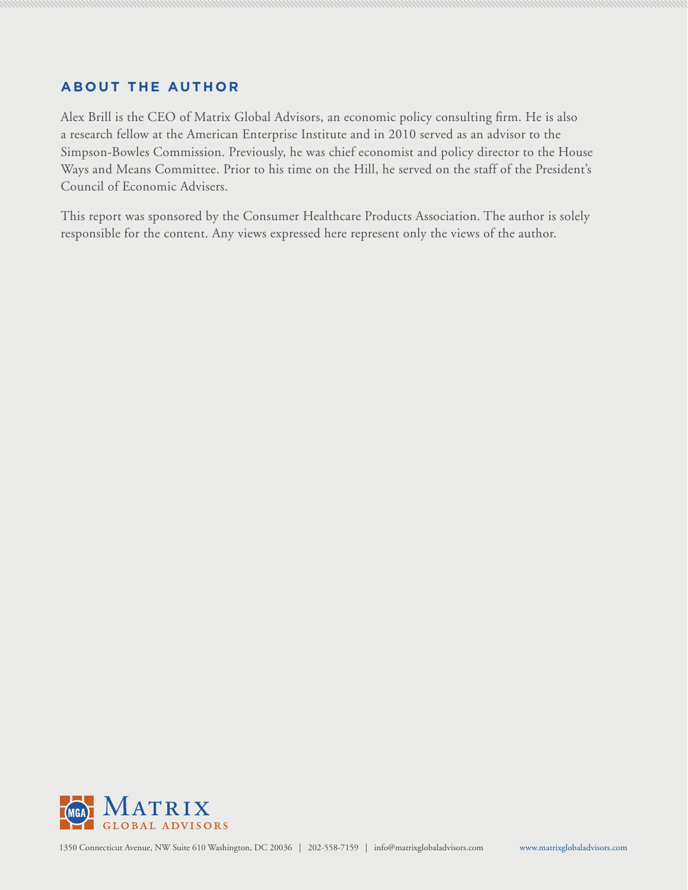## ABOUT THE AUTHOR

Alex Brill is the CEO of Matrix Global Advisors, an economic policy consulting firm. He is also a research fellow at the American Enterprise Institute and in 2010 served as an advisor to the Simpson-Bowles Commission. Previously, he was chief economist and policy director to the House Ways and Means Committee. Prior to his time on the Hill, he served on the staff of the President's Council of Economic Advisers.

This report was sponsored by the Consumer Healthcare Products Association. The author is solely responsible for the content. Any views expressed here represent only the views of the author.

MGA MATRIX GLOBAL ADVISORS

1350 Connecticut Avenue, NW Suite 610 Washington, DC 20036 | 202-558-7159 | info@matrixglobaladvisors.com www.matrixglobaladvisors.com